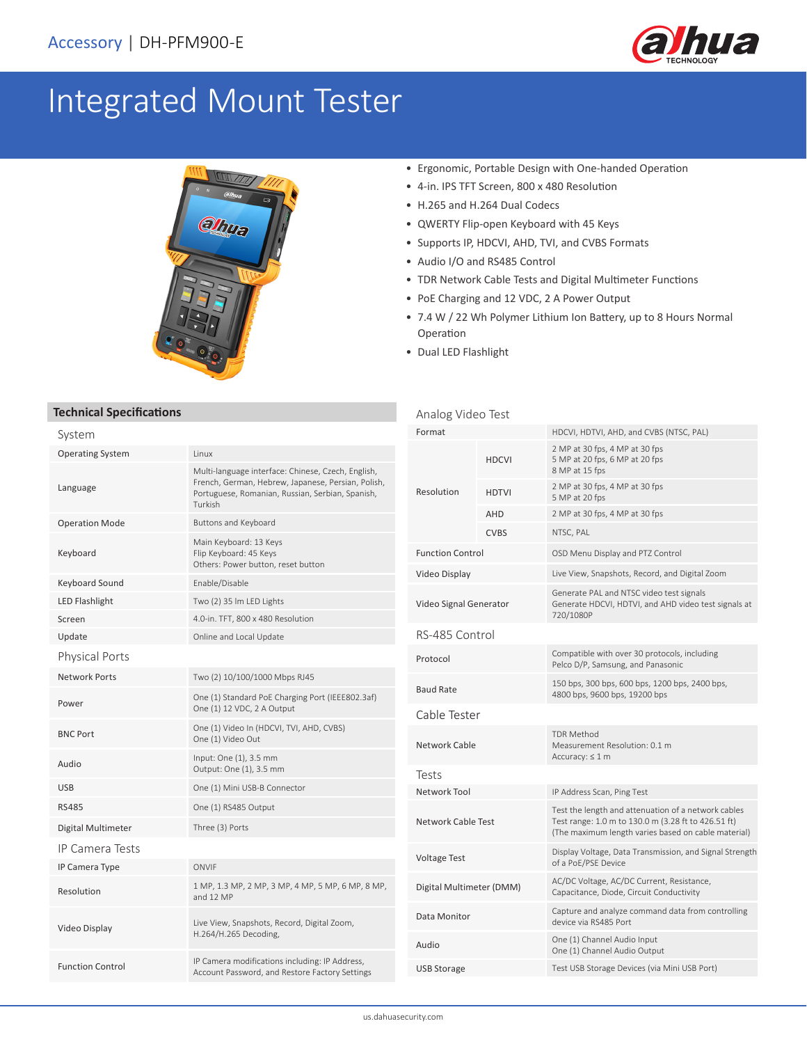Accessory | DH-PFM900-E

# Integrated Mount Tester

- Ergonomic, Portable Design with One-handed Operation
- 4-in. IPS TFT Screen, 800 x 480 Resolution
- H.265 and H.264 Dual Codecs
- QWERTY Flip-open Keyboard with 45 Keys
- Supports IP, HDCVI, AHD, TVI, and CVBS Formats
- Audio I/O and RS485 Control
- TDR Network Cable Tests and Digital Multimeter Functions
- PoE Charging and 12 VDC, 2 A Power Output
- 7.4 W / 22 Wh Polymer Lithium Ion Battery, up to 8 Hours Normal Operation
- Dual LED Flashlight

## Technical Specifications

### System

| | |
|---|---|
| Operating System | Linux |
| Language | Multi-language interface: Chinese, Czech, English, French, German, Hebrew, Japanese, Persian, Polish, Portuguese, Romanian, Russian, Serbian, Spanish, Turkish |
| Operation Mode | Buttons and Keyboard |
| Keyboard | Main Keyboard: 13 Keys<br>Flip Keyboard: 45 Keys<br>Others: Power button, reset button |
| Keyboard Sound | Enable/Disable |
| LED Flashlight | Two (2) 35 lm LED Lights |
| Screen | 4.0-in. TFT, 800 x 480 Resolution |
| Update | Online and Local Update |

### Physical Ports

| | |
|---|---|
| Network Ports | Two (2) 10/100/1000 Mbps RJ45 |
| Power | One (1) Standard PoE Charging Port (IEEE802.3af)<br>One (1) 12 VDC, 2 A Output |
| BNC Port | One (1) Video In (HDCVI, TVI, AHD, CVBS)<br>One (1) Video Out |
| Audio | Input: One (1), 3.5 mm<br>Output: One (1), 3.5 mm |
| USB | One (1) Mini USB-B Connector |
| RS485 | One (1) RS485 Output |
| Digital Multimeter | Three (3) Ports |

### IP Camera Tests

| | |
|---|---|
| IP Camera Type | ONVIF |
| Resolution | 1 MP, 1.3 MP, 2 MP, 3 MP, 4 MP, 5 MP, 6 MP, 8 MP, and 12 MP |
| Video Display | Live View, Snapshots, Record, Digital Zoom, H.264/H.265 Decoding, |
| Function Control | IP Camera modifications including: IP Address, Account Password, and Restore Factory Settings |

### Analog Video Test

| | | |
|---|---|---|
| Format | | HDCVI, HDTVI, AHD, and CVBS (NTSC, PAL) |
| Resolution | HDCVI | 2 MP at 30 fps, 4 MP at 30 fps<br>5 MP at 20 fps, 6 MP at 20 fps<br>8 MP at 15 fps |
| | HDTVI | 2 MP at 30 fps, 4 MP at 30 fps<br>5 MP at 20 fps |
| | AHD | 2 MP at 30 fps, 4 MP at 30 fps |
| | CVBS | NTSC, PAL |
| Function Control | | OSD Menu Display and PTZ Control |
| Video Display | | Live View, Snapshots, Record, and Digital Zoom |
| Video Signal Generator | | Generate PAL and NTSC video test signals<br>Generate HDCVI, HDTVI, and AHD video test signals at 720/1080P |

### RS-485 Control

| | |
|---|---|
| Protocol | Compatible with over 30 protocols, including Pelco D/P, Samsung, and Panasonic |
| Baud Rate | 150 bps, 300 bps, 600 bps, 1200 bps, 2400 bps, 4800 bps, 9600 bps, 19200 bps |

### Cable Tester

| | |
|---|---|
| Network Cable | TDR Method<br>Measurement Resolution: 0.1 m<br>Accuracy: ≤ 1 m |

### Tests

| | |
|---|---|
| Network Tool | IP Address Scan, Ping Test |
| Network Cable Test | Test the length and attenuation of a network cables<br>Test range: 1.0 m to 130.0 m (3.28 ft to 426.51 ft)<br>(The maximum length varies based on cable material) |
| Voltage Test | Display Voltage, Data Transmission, and Signal Strength of a PoE/PSE Device |
| Digital Multimeter (DMM) | AC/DC Voltage, AC/DC Current, Resistance, Capacitance, Diode, Circuit Conductivity |
| Data Monitor | Capture and analyze command data from controlling device via RS485 Port |
| Audio | One (1) Channel Audio Input<br>One (1) Channel Audio Output |
| USB Storage | Test USB Storage Devices (via Mini USB Port) |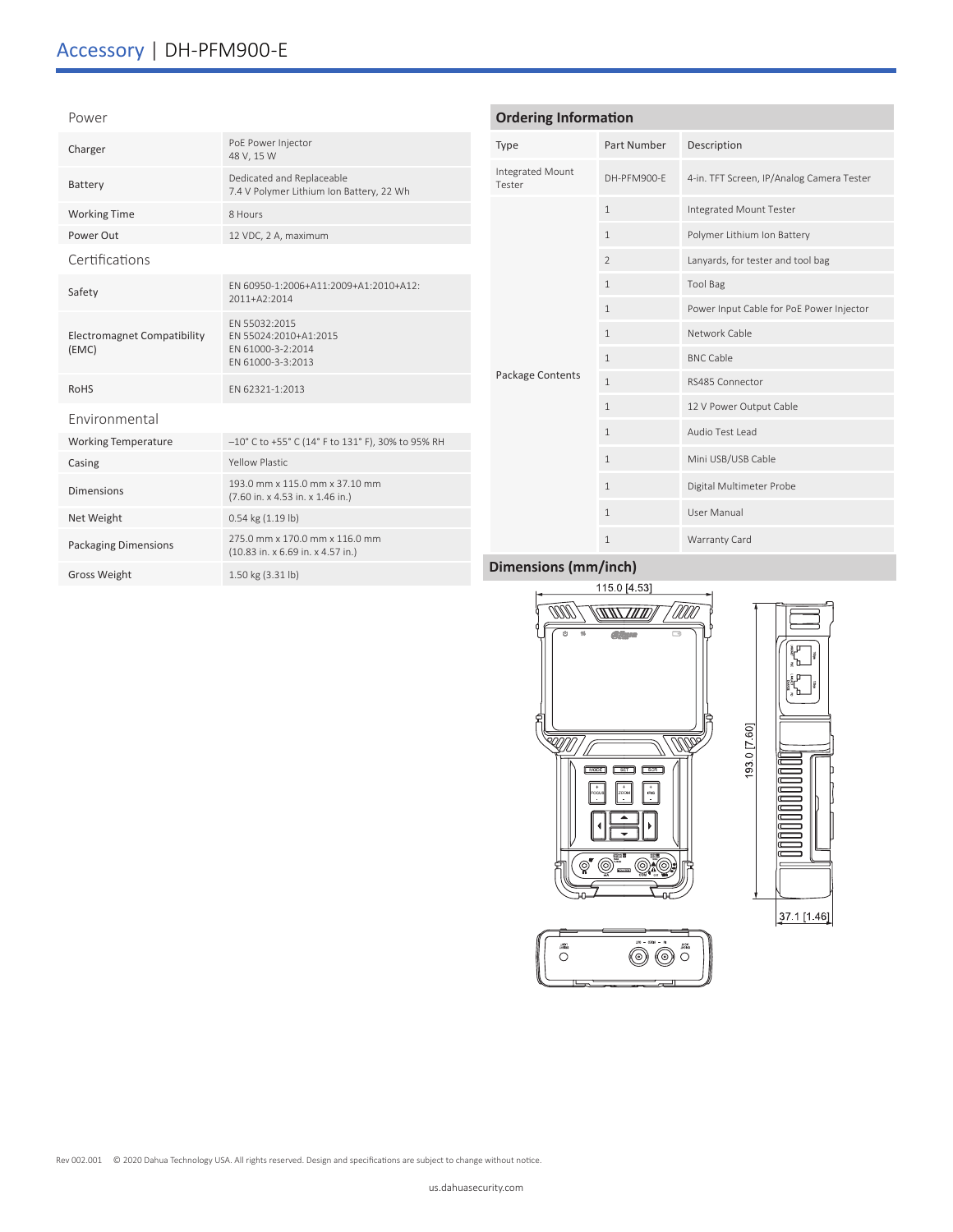# Accessory | DH-PFM900-E

## Power

| | |
|---|---|
| Charger | PoE Power Injector<br>48 V, 15 W |
| Battery | Dedicated and Replaceable<br>7.4 V Polymer Lithium Ion Battery, 22 Wh |
| Working Time | 8 Hours |
| Power Out | 12 VDC, 2 A, maximum |

## Certifications

| | |
|---|---|
| Safety | EN 60950-1:2006+A11:2009+A1:2010+A12:2011+A2:2014 |
| Electromagnet Compatibility (EMC) | EN 55032:2015<br>EN 55024:2010+A1:2015<br>EN 61000-3-2:2014<br>EN 61000-3-3:2013 |
| RoHS | EN 62321-1:2013 |

## Environmental

| | |
|---|---|
| Working Temperature | –10° C to +55° C (14° F to 131° F), 30% to 95% RH |
| Casing | Yellow Plastic |
| Dimensions | 193.0 mm x 115.0 mm x 37.10 mm<br>(7.60 in. x 4.53 in. x 1.46 in.) |
| Net Weight | 0.54 kg (1.19 lb) |
| Packaging Dimensions | 275.0 mm x 170.0 mm x 116.0 mm<br>(10.83 in. x 6.69 in. x 4.57 in.) |
| Gross Weight | 1.50 kg (3.31 lb) |

## Ordering Information

| Type | Part Number | Description |
|---|---|---|
| Integrated Mount Tester | DH-PFM900-E | 4-in. TFT Screen, IP/Analog Camera Tester |
| Package Contents | 1 | Integrated Mount Tester |
| | 1 | Polymer Lithium Ion Battery |
| | 2 | Lanyards, for tester and tool bag |
| | 1 | Tool Bag |
| | 1 | Power Input Cable for PoE Power Injector |
| | 1 | Network Cable |
| | 1 | BNC Cable |
| | 1 | RS485 Connector |
| | 1 | 12 V Power Output Cable |
| | 1 | Audio Test Lead |
| | 1 | Mini USB/USB Cable |
| | 1 | Digital Multimeter Probe |
| | 1 | User Manual |
| | 1 | Warranty Card |

## Dimensions (mm/inch)

115.0 [4.53]

193.0 [7.60]

37.1 [1.46]

Rev 002.001 © 2020 Dahua Technology USA. All rights reserved. Design and specifications are subject to change without notice.

us.dahuasecurity.com